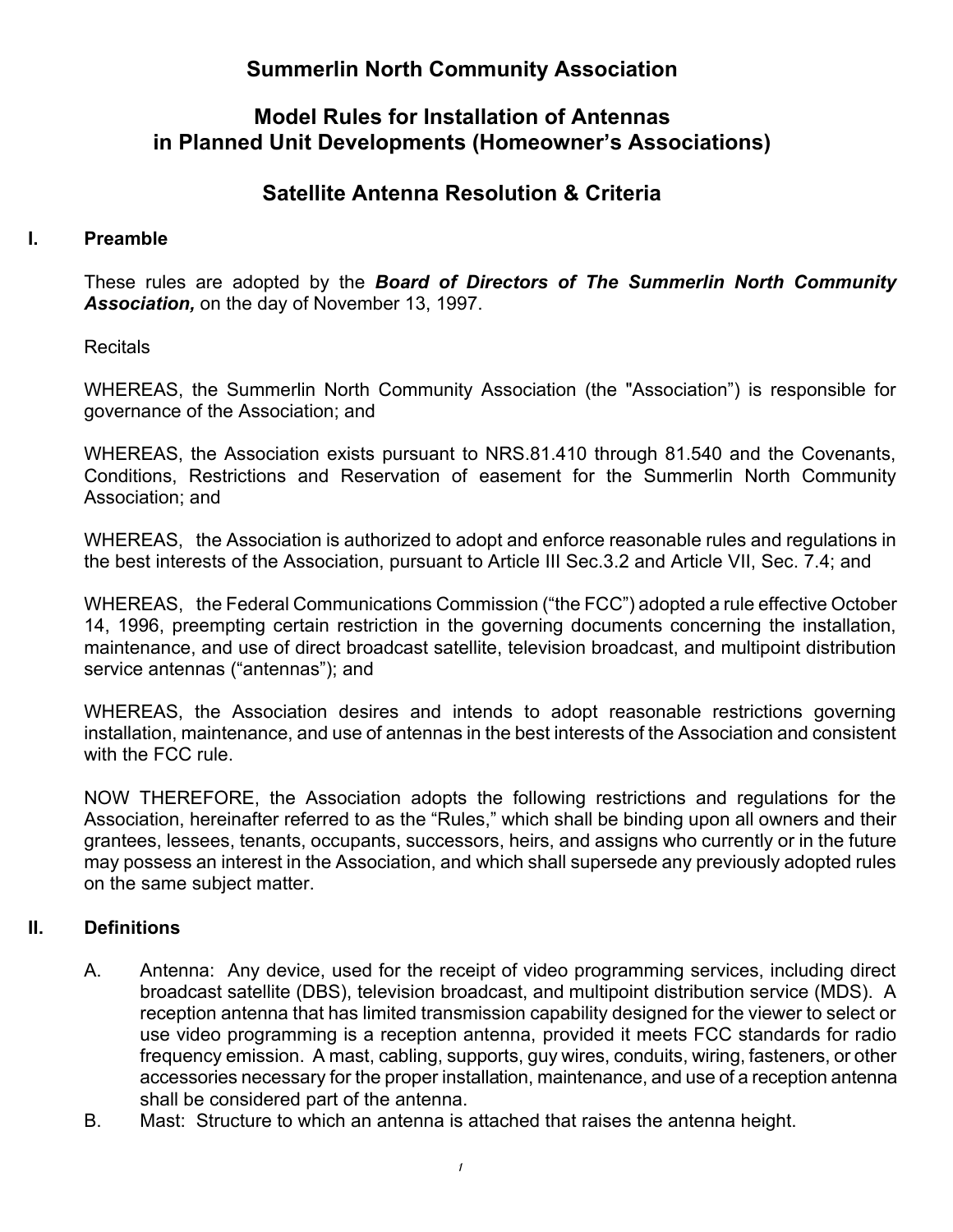# Summerlin North Community Association

## Model Rules for Installation of Antennas in Planned Unit Developments (Homeowner's Associations)

## Satellite Antenna Resolution & Criteria

### I. Preamble

These rules are adopted by the ***Board of Directors of The Summerlin North Community Association,*** on the day of November 13, 1997.

Recitals

WHEREAS, the Summerlin North Community Association (the "Association") is responsible for governance of the Association; and

WHEREAS, the Association exists pursuant to NRS.81.410 through 81.540 and the Covenants, Conditions, Restrictions and Reservation of easement for the Summerlin North Community Association; and

WHEREAS, the Association is authorized to adopt and enforce reasonable rules and regulations in the best interests of the Association, pursuant to Article III Sec.3.2 and Article VII, Sec. 7.4; and

WHEREAS, the Federal Communications Commission ("the FCC") adopted a rule effective October 14, 1996, preempting certain restriction in the governing documents concerning the installation, maintenance, and use of direct broadcast satellite, television broadcast, and multipoint distribution service antennas ("antennas"); and

WHEREAS, the Association desires and intends to adopt reasonable restrictions governing installation, maintenance, and use of antennas in the best interests of the Association and consistent with the FCC rule.

NOW THEREFORE, the Association adopts the following restrictions and regulations for the Association, hereinafter referred to as the "Rules," which shall be binding upon all owners and their grantees, lessees, tenants, occupants, successors, heirs, and assigns who currently or in the future may possess an interest in the Association, and which shall supersede any previously adopted rules on the same subject matter.

### II. Definitions

A. Antenna: Any device, used for the receipt of video programming services, including direct broadcast satellite (DBS), television broadcast, and multipoint distribution service (MDS). A reception antenna that has limited transmission capability designed for the viewer to select or use video programming is a reception antenna, provided it meets FCC standards for radio frequency emission. A mast, cabling, supports, guy wires, conduits, wiring, fasteners, or other accessories necessary for the proper installation, maintenance, and use of a reception antenna shall be considered part of the antenna.

B. Mast: Structure to which an antenna is attached that raises the antenna height.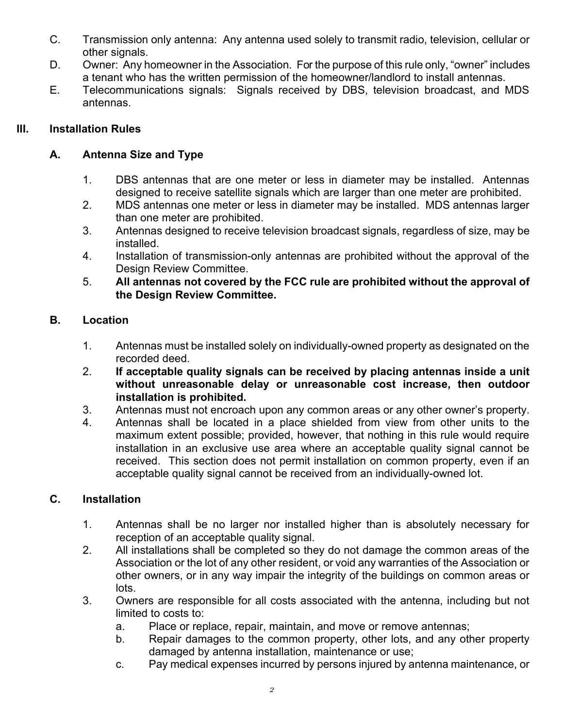C. Transmission only antenna: Any antenna used solely to transmit radio, television, cellular or other signals.

D. Owner: Any homeowner in the Association. For the purpose of this rule only, "owner" includes a tenant who has the written permission of the homeowner/landlord to install antennas.

E. Telecommunications signals: Signals received by DBS, television broadcast, and MDS antennas.

## III. Installation Rules

### A. Antenna Size and Type

1. DBS antennas that are one meter or less in diameter may be installed. Antennas designed to receive satellite signals which are larger than one meter are prohibited.
2. MDS antennas one meter or less in diameter may be installed. MDS antennas larger than one meter are prohibited.
3. Antennas designed to receive television broadcast signals, regardless of size, may be installed.
4. Installation of transmission-only antennas are prohibited without the approval of the Design Review Committee.
5. **All antennas not covered by the FCC rule are prohibited without the approval of the Design Review Committee.**

### B. Location

1. Antennas must be installed solely on individually-owned property as designated on the recorded deed.
2. **If acceptable quality signals can be received by placing antennas inside a unit without unreasonable delay or unreasonable cost increase, then outdoor installation is prohibited.**
3. Antennas must not encroach upon any common areas or any other owner's property.
4. Antennas shall be located in a place shielded from view from other units to the maximum extent possible; provided, however, that nothing in this rule would require installation in an exclusive use area where an acceptable quality signal cannot be received. This section does not permit installation on common property, even if an acceptable quality signal cannot be received from an individually-owned lot.

### C. Installation

1. Antennas shall be no larger nor installed higher than is absolutely necessary for reception of an acceptable quality signal.
2. All installations shall be completed so they do not damage the common areas of the Association or the lot of any other resident, or void any warranties of the Association or other owners, or in any way impair the integrity of the buildings on common areas or lots.
3. Owners are responsible for all costs associated with the antenna, including but not limited to costs to:
   a. Place or replace, repair, maintain, and move or remove antennas;
   b. Repair damages to the common property, other lots, and any other property damaged by antenna installation, maintenance or use;
   c. Pay medical expenses incurred by persons injured by antenna maintenance, or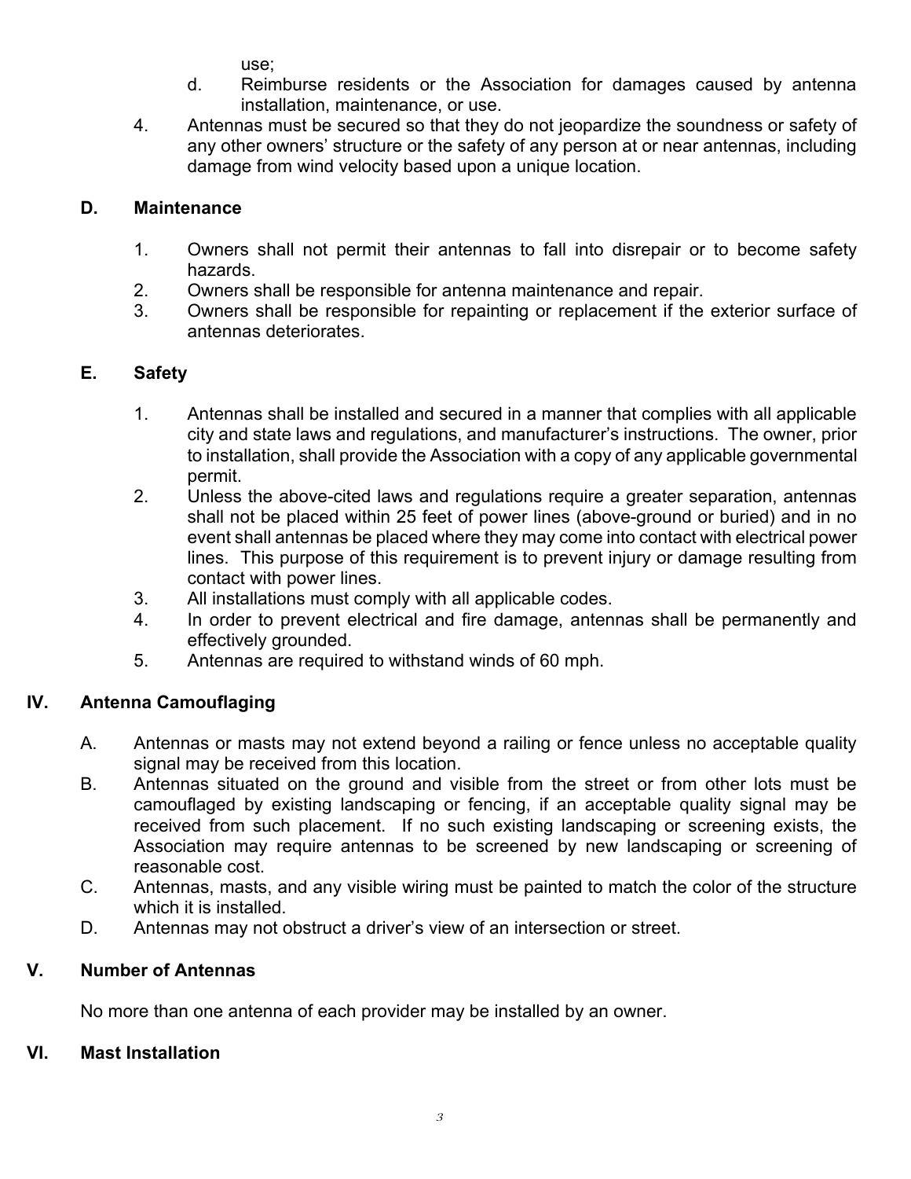use;

   d. Reimburse residents or the Association for damages caused by antenna installation, maintenance, or use.

4. Antennas must be secured so that they do not jeopardize the soundness or safety of any other owners' structure or the safety of any person at or near antennas, including damage from wind velocity based upon a unique location.

### D. Maintenance

1. Owners shall not permit their antennas to fall into disrepair or to become safety hazards.
2. Owners shall be responsible for antenna maintenance and repair.
3. Owners shall be responsible for repainting or replacement if the exterior surface of antennas deteriorates.

### E. Safety

1. Antennas shall be installed and secured in a manner that complies with all applicable city and state laws and regulations, and manufacturer's instructions. The owner, prior to installation, shall provide the Association with a copy of any applicable governmental permit.
2. Unless the above-cited laws and regulations require a greater separation, antennas shall not be placed within 25 feet of power lines (above-ground or buried) and in no event shall antennas be placed where they may come into contact with electrical power lines. This purpose of this requirement is to prevent injury or damage resulting from contact with power lines.
3. All installations must comply with all applicable codes.
4. In order to prevent electrical and fire damage, antennas shall be permanently and effectively grounded.
5. Antennas are required to withstand winds of 60 mph.

## IV. Antenna Camouflaging

A. Antennas or masts may not extend beyond a railing or fence unless no acceptable quality signal may be received from this location.

B. Antennas situated on the ground and visible from the street or from other lots must be camouflaged by existing landscaping or fencing, if an acceptable quality signal may be received from such placement. If no such existing landscaping or screening exists, the Association may require antennas to be screened by new landscaping or screening of reasonable cost.

C. Antennas, masts, and any visible wiring must be painted to match the color of the structure which it is installed.

D. Antennas may not obstruct a driver's view of an intersection or street.

## V. Number of Antennas

No more than one antenna of each provider may be installed by an owner.

## VI. Mast Installation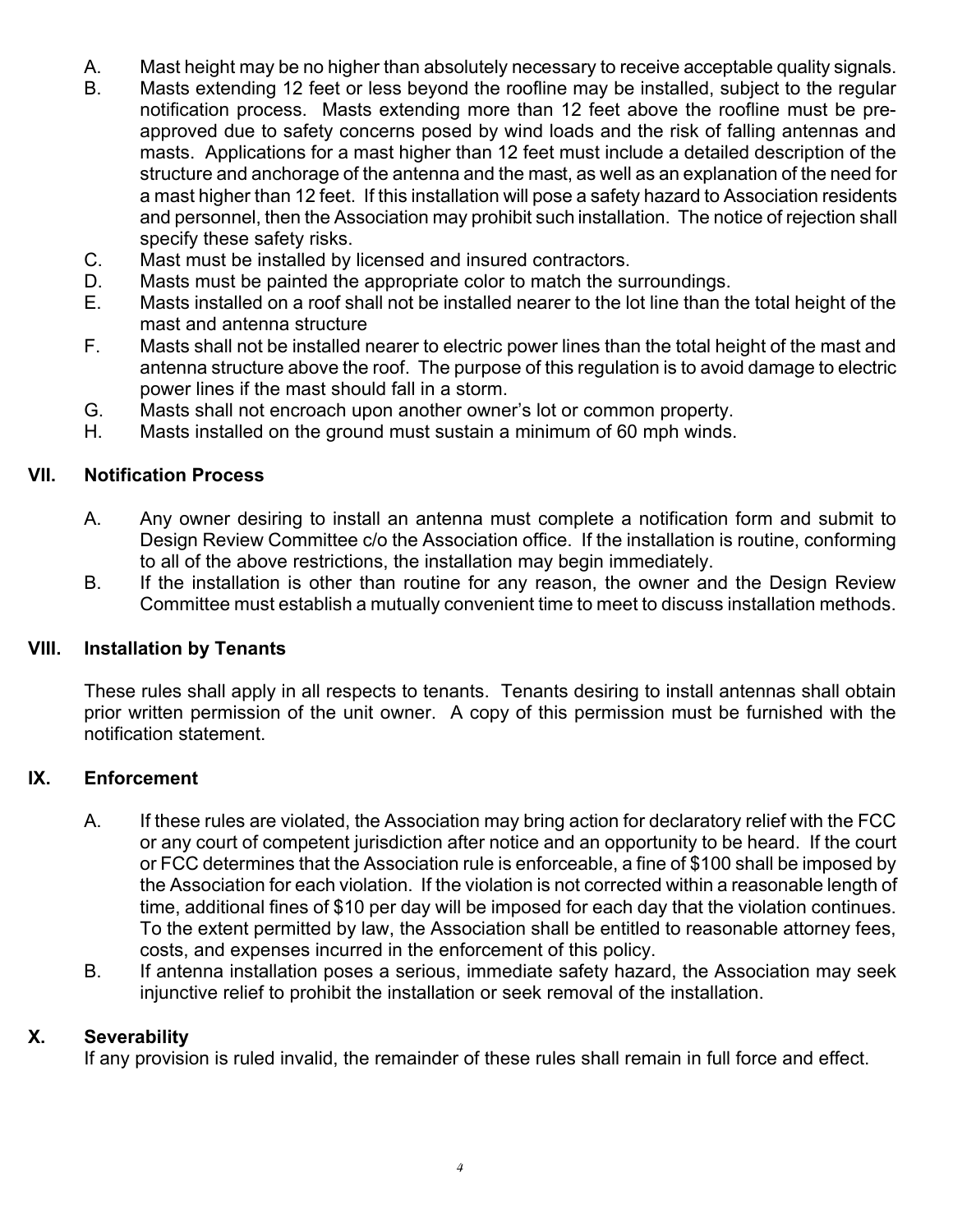A. Mast height may be no higher than absolutely necessary to receive acceptable quality signals.
B. Masts extending 12 feet or less beyond the roofline may be installed, subject to the regular notification process. Masts extending more than 12 feet above the roofline must be pre-approved due to safety concerns posed by wind loads and the risk of falling antennas and masts. Applications for a mast higher than 12 feet must include a detailed description of the structure and anchorage of the antenna and the mast, as well as an explanation of the need for a mast higher than 12 feet. If this installation will pose a safety hazard to Association residents and personnel, then the Association may prohibit such installation. The notice of rejection shall specify these safety risks.
C. Mast must be installed by licensed and insured contractors.
D. Masts must be painted the appropriate color to match the surroundings.
E. Masts installed on a roof shall not be installed nearer to the lot line than the total height of the mast and antenna structure
F. Masts shall not be installed nearer to electric power lines than the total height of the mast and antenna structure above the roof. The purpose of this regulation is to avoid damage to electric power lines if the mast should fall in a storm.
G. Masts shall not encroach upon another owner's lot or common property.
H. Masts installed on the ground must sustain a minimum of 60 mph winds.

## VII. Notification Process

A. Any owner desiring to install an antenna must complete a notification form and submit to Design Review Committee c/o the Association office. If the installation is routine, conforming to all of the above restrictions, the installation may begin immediately.
B. If the installation is other than routine for any reason, the owner and the Design Review Committee must establish a mutually convenient time to meet to discuss installation methods.

## VIII. Installation by Tenants

These rules shall apply in all respects to tenants. Tenants desiring to install antennas shall obtain prior written permission of the unit owner. A copy of this permission must be furnished with the notification statement.

## IX. Enforcement

A. If these rules are violated, the Association may bring action for declaratory relief with the FCC or any court of competent jurisdiction after notice and an opportunity to be heard. If the court or FCC determines that the Association rule is enforceable, a fine of $100 shall be imposed by the Association for each violation. If the violation is not corrected within a reasonable length of time, additional fines of $10 per day will be imposed for each day that the violation continues. To the extent permitted by law, the Association shall be entitled to reasonable attorney fees, costs, and expenses incurred in the enforcement of this policy.
B. If antenna installation poses a serious, immediate safety hazard, the Association may seek injunctive relief to prohibit the installation or seek removal of the installation.

## X. Severability

If any provision is ruled invalid, the remainder of these rules shall remain in full force and effect.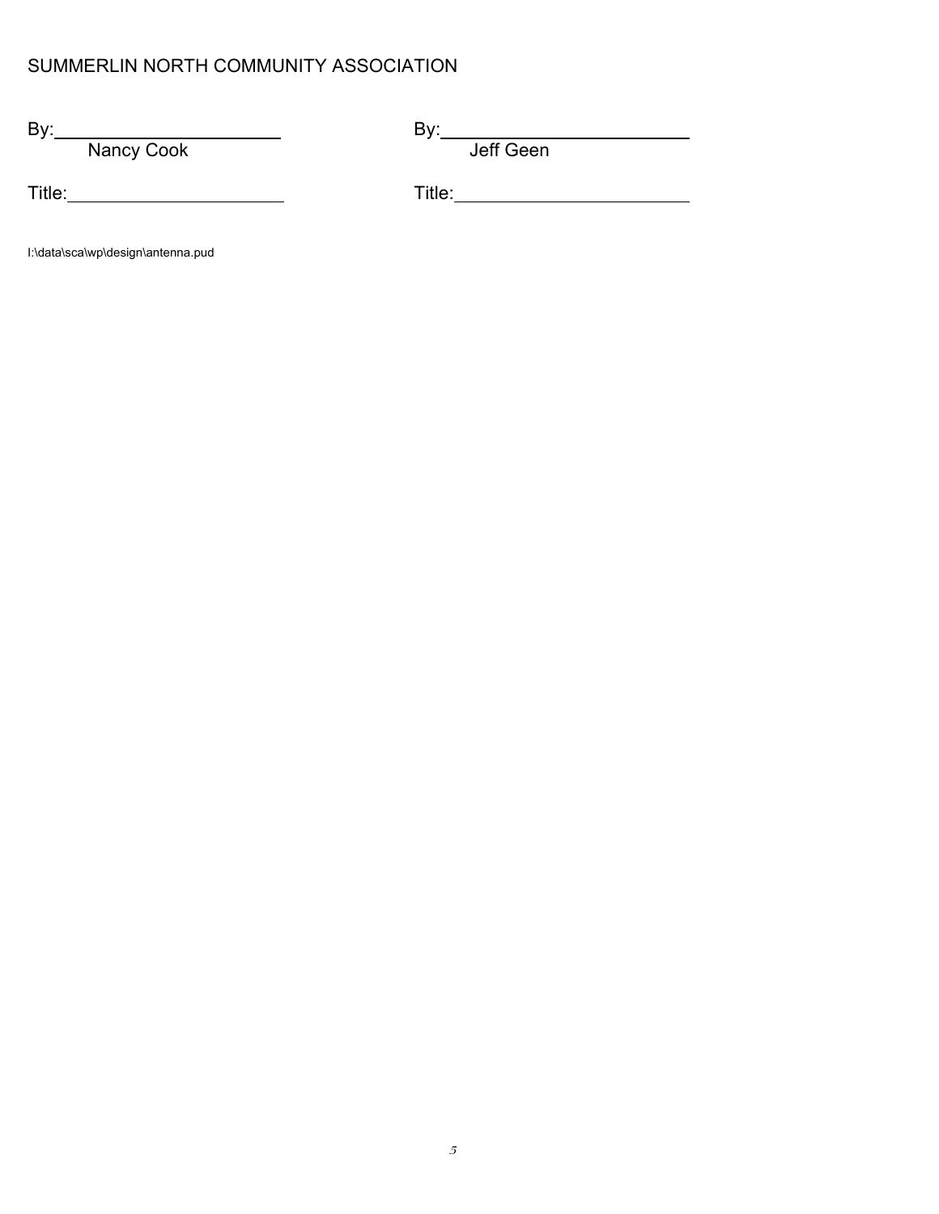SUMMERLIN NORTH COMMUNITY ASSOCIATION

| | |
|---|---|
| By:______________________ | By:______________________ |
| Nancy Cook | Jeff Geen |
| Title:____________________ | Title:____________________ |

I:\data\sca\wp\design\antenna.pud